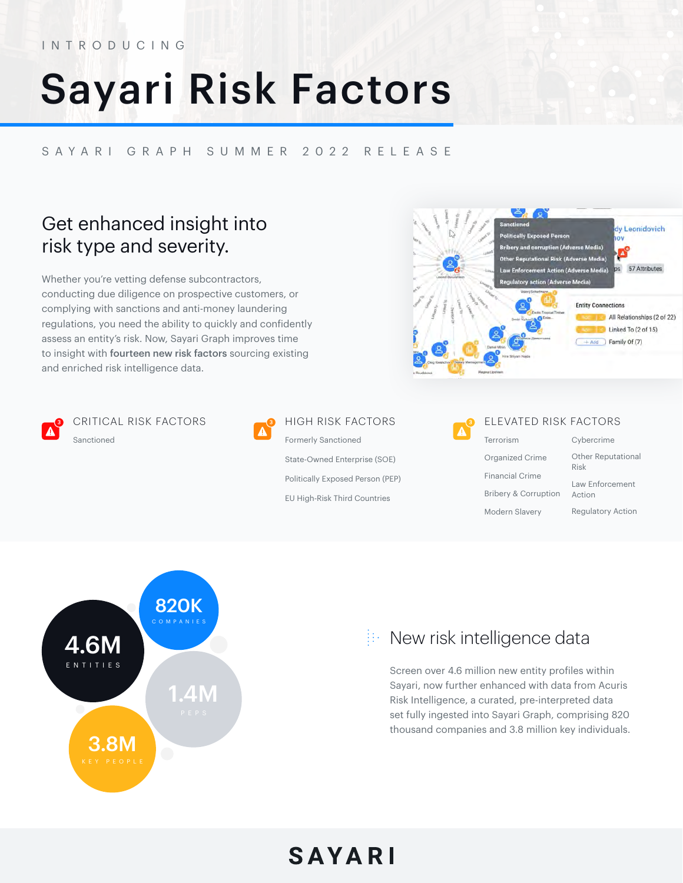INTRODUCING

# Sayari Risk Factors

SAYARI GRAPH SUMMER 2022 RELEASE

## Get enhanced insight into risk type and severity.

Whether you're vetting defense subcontractors, conducting due diligence on prospective customers, or complying with sanctions and anti-money laundering regulations, you need the ability to quickly and confidently assess an entity's risk. Now, Sayari Graph improves time to insight with **fourteen new risk factors** sourcing existing and enriched risk intelligence data.

### CRITICAL RISK FACTORS

- Sanctioned

### HIGH RISK FACTORS

- Formerly Sanctioned
- State-Owned Enterprise (SOE)
- Politically Exposed Person (PEP)
- EU High-Risk Third Countries

### ELEVATED RISK FACTORS

- Terrorism
- Organized Crime
- Financial Crime
- Bribery & Corruption
- Modern Slavery
- Cybercrime
- Other Reputational Risk
- Law Enforcement Action
- Regulatory Action

4.6M ENTITIES

820K COMPANIES

1.4M PEPS

3.8M KEY PEOPLE

## New risk intelligence data

Screen over 4.6 million new entity profiles within Sayari, now further enhanced with data from Acuris Risk Intelligence, a curated, pre-interpreted data set fully ingested into Sayari Graph, comprising 820 thousand companies and 3.8 million key individuals.

SAYARI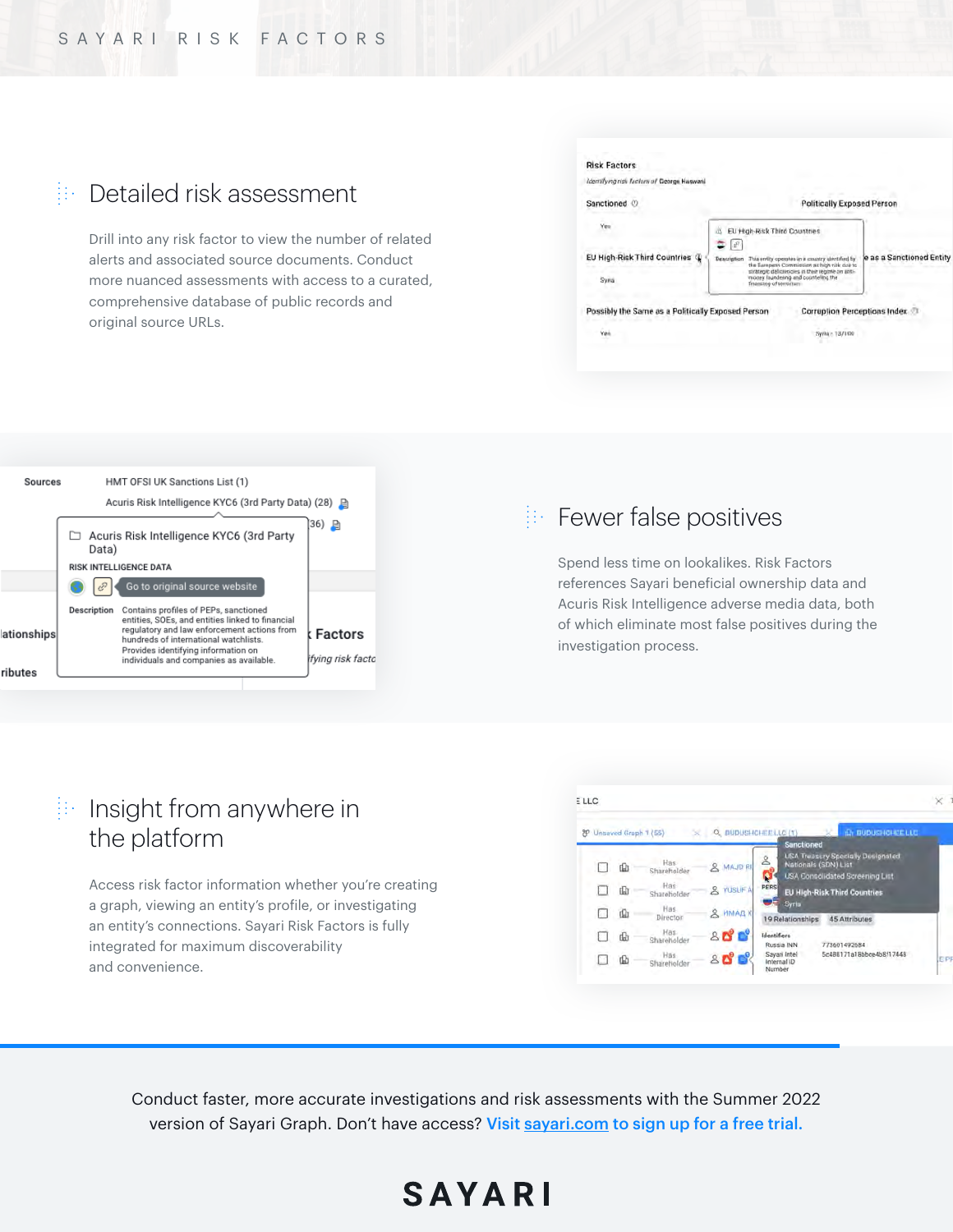SAYARI RISK FACTORS

## Detailed risk assessment

Drill into any risk factor to view the number of related alerts and associated source documents. Conduct more nuanced assessments with access to a curated, comprehensive database of public records and original source URLs.

## Fewer false positives

Spend less time on lookalikes. Risk Factors references Sayari beneficial ownership data and Acuris Risk Intelligence adverse media data, both of which eliminate most false positives during the investigation process.

## Insight from anywhere in the platform

Access risk factor information whether you're creating a graph, viewing an entity's profile, or investigating an entity's connections. Sayari Risk Factors is fully integrated for maximum discoverability and convenience.

Conduct faster, more accurate investigations and risk assessments with the Summer 2022 version of Sayari Graph. Don't have access? **Visit sayari.com to sign up for a free trial.**

SAYARI